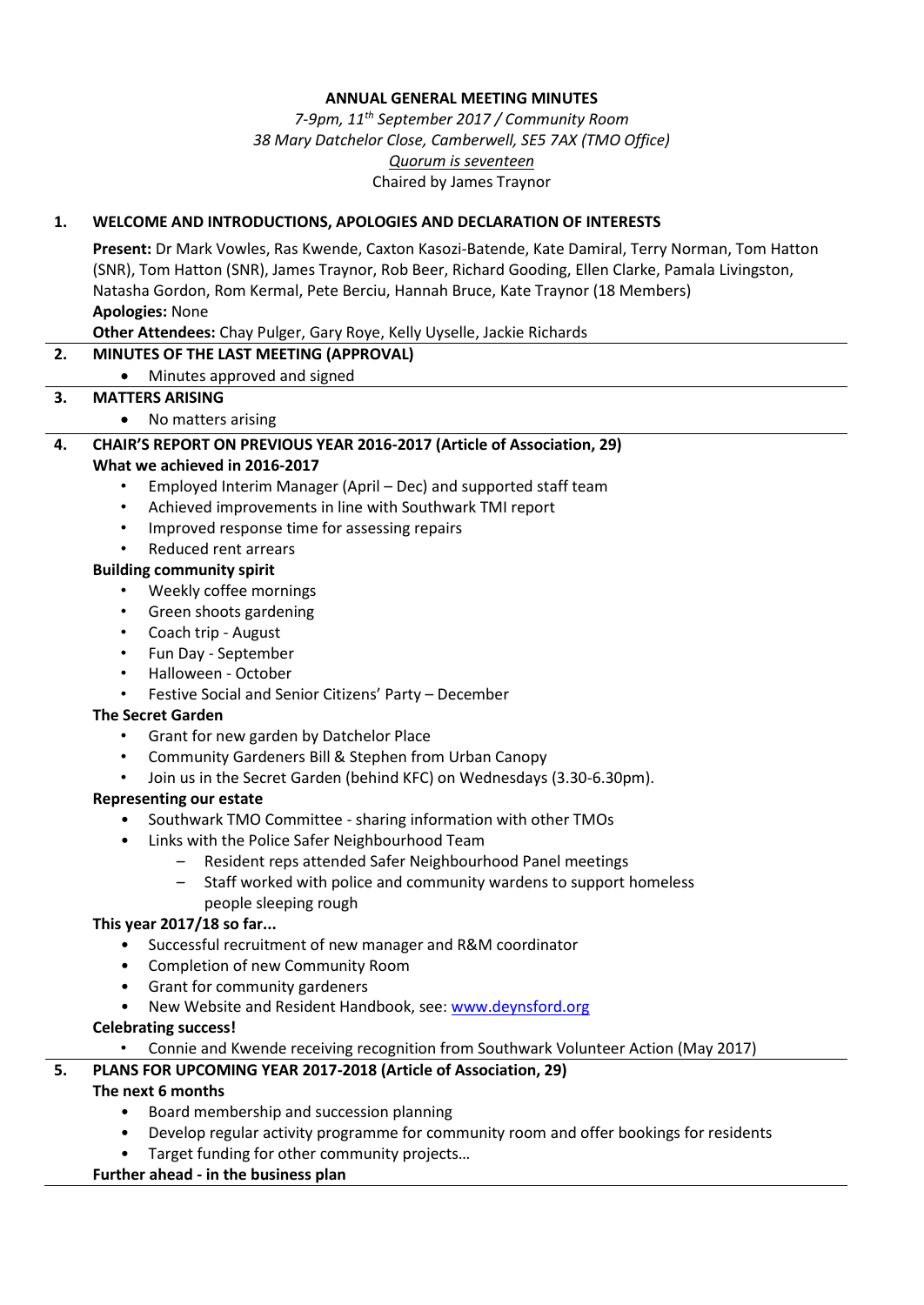**ANNUAL GENERAL MEETING MINUTES**

*7-9pm, 11th September 2017 / Community Room*

*38 Mary Datchelor Close, Camberwell, SE5 7AX (TMO Office)*

*Quorum is seventeen*

Chaired by James Traynor

**1. WELCOME AND INTRODUCTIONS, APOLOGIES AND DECLARATION OF INTERESTS**

**Present:** Dr Mark Vowles, Ras Kwende, Caxton Kasozi-Batende, Kate Damiral, Terry Norman, Tom Hatton (SNR), Tom Hatton (SNR), James Traynor, Rob Beer, Richard Gooding, Ellen Clarke, Pamala Livingston, Natasha Gordon, Rom Kermal, Pete Berciu, Hannah Bruce, Kate Traynor (18 Members)

**Apologies:** None

**Other Attendees:** Chay Pulger, Gary Roye, Kelly Uyselle, Jackie Richards

**2. MINUTES OF THE LAST MEETING (APPROVAL)**

- Minutes approved and signed

**3. MATTERS ARISING**

- No matters arising

**4. CHAIR'S REPORT ON PREVIOUS YEAR 2016-2017 (Article of Association, 29)**

**What we achieved in 2016-2017**

- Employed Interim Manager (April – Dec) and supported staff team
- Achieved improvements in line with Southwark TMI report
- Improved response time for assessing repairs
- Reduced rent arrears

**Building community spirit**

- Weekly coffee mornings
- Green shoots gardening
- Coach trip - August
- Fun Day - September
- Halloween - October
- Festive Social and Senior Citizens' Party – December

**The Secret Garden**

- Grant for new garden by Datchelor Place
- Community Gardeners Bill & Stephen from Urban Canopy
- Join us in the Secret Garden (behind KFC) on Wednesdays (3.30-6.30pm).

**Representing our estate**

- Southwark TMO Committee - sharing information with other TMOs
- Links with the Police Safer Neighbourhood Team
  - Resident reps attended Safer Neighbourhood Panel meetings
  - Staff worked with police and community wardens to support homeless people sleeping rough

**This year 2017/18 so far...**

- Successful recruitment of new manager and R&M coordinator
- Completion of new Community Room
- Grant for community gardeners
- New Website and Resident Handbook, see: www.deynsford.org

**Celebrating success!**

- Connie and Kwende receiving recognition from Southwark Volunteer Action (May 2017)

**5. PLANS FOR UPCOMING YEAR 2017-2018 (Article of Association, 29)**

**The next 6 months**

- Board membership and succession planning
- Develop regular activity programme for community room and offer bookings for residents
- Target funding for other community projects…

**Further ahead - in the business plan**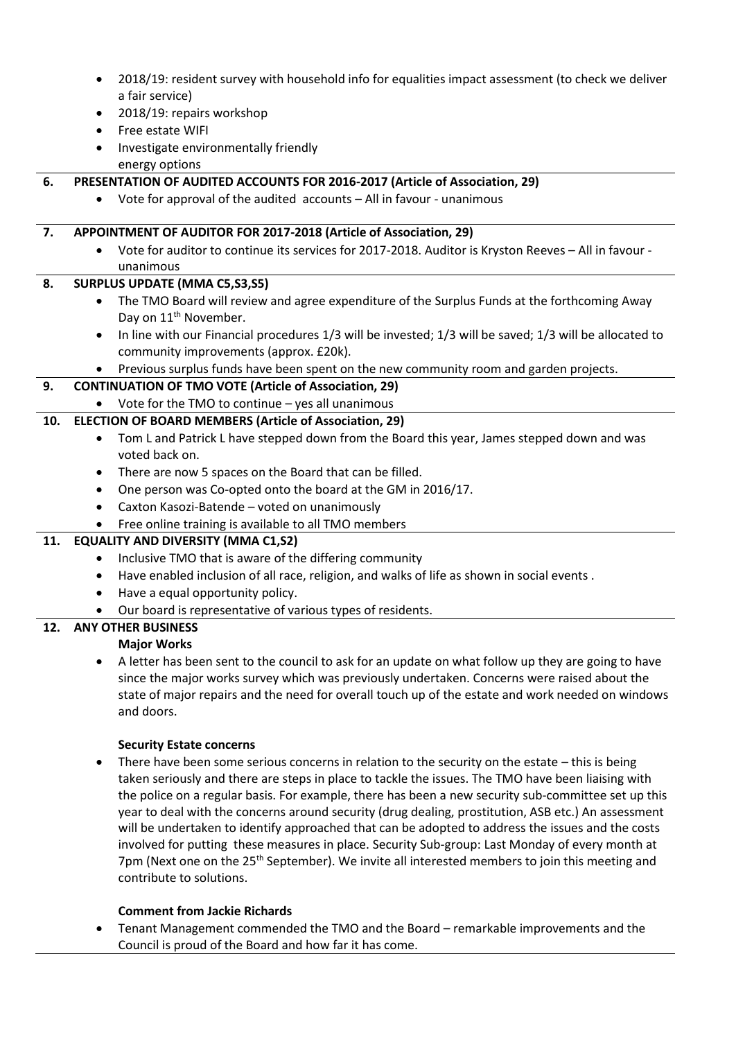- 2018/19: resident survey with household info for equalities impact assessment (to check we deliver a fair service)
- 2018/19: repairs workshop
- Free estate WIFI
- Investigate environmentally friendly energy options

**6. PRESENTATION OF AUDITED ACCOUNTS FOR 2016-2017 (Article of Association, 29)**

- Vote for approval of the audited accounts – All in favour - unanimous

**7. APPOINTMENT OF AUDITOR FOR 2017-2018 (Article of Association, 29)**

- Vote for auditor to continue its services for 2017-2018. Auditor is Kryston Reeves – All in favour - unanimous

**8. SURPLUS UPDATE (MMA C5,S3,S5)**

- The TMO Board will review and agree expenditure of the Surplus Funds at the forthcoming Away Day on 11th November.
- In line with our Financial procedures 1/3 will be invested; 1/3 will be saved; 1/3 will be allocated to community improvements (approx. £20k).
- Previous surplus funds have been spent on the new community room and garden projects.

**9. CONTINUATION OF TMO VOTE (Article of Association, 29)**

- Vote for the TMO to continue – yes all unanimous

**10. ELECTION OF BOARD MEMBERS (Article of Association, 29)**

- Tom L and Patrick L have stepped down from the Board this year, James stepped down and was voted back on.
- There are now 5 spaces on the Board that can be filled.
- One person was Co-opted onto the board at the GM in 2016/17.
- Caxton Kasozi-Batende – voted on unanimously
- Free online training is available to all TMO members

**11. EQUALITY AND DIVERSITY (MMA C1,S2)**

- Inclusive TMO that is aware of the differing community
- Have enabled inclusion of all race, religion, and walks of life as shown in social events .
- Have a equal opportunity policy.
- Our board is representative of various types of residents.

**12. ANY OTHER BUSINESS**

**Major Works**

- A letter has been sent to the council to ask for an update on what follow up they are going to have since the major works survey which was previously undertaken. Concerns were raised about the state of major repairs and the need for overall touch up of the estate and work needed on windows and doors.

**Security Estate concerns**

- There have been some serious concerns in relation to the security on the estate – this is being taken seriously and there are steps in place to tackle the issues. The TMO have been liaising with the police on a regular basis. For example, there has been a new security sub-committee set up this year to deal with the concerns around security (drug dealing, prostitution, ASB etc.) An assessment will be undertaken to identify approached that can be adopted to address the issues and the costs involved for putting these measures in place. Security Sub-group: Last Monday of every month at 7pm (Next one on the 25th September). We invite all interested members to join this meeting and contribute to solutions.

**Comment from Jackie Richards**

- Tenant Management commended the TMO and the Board – remarkable improvements and the Council is proud of the Board and how far it has come.